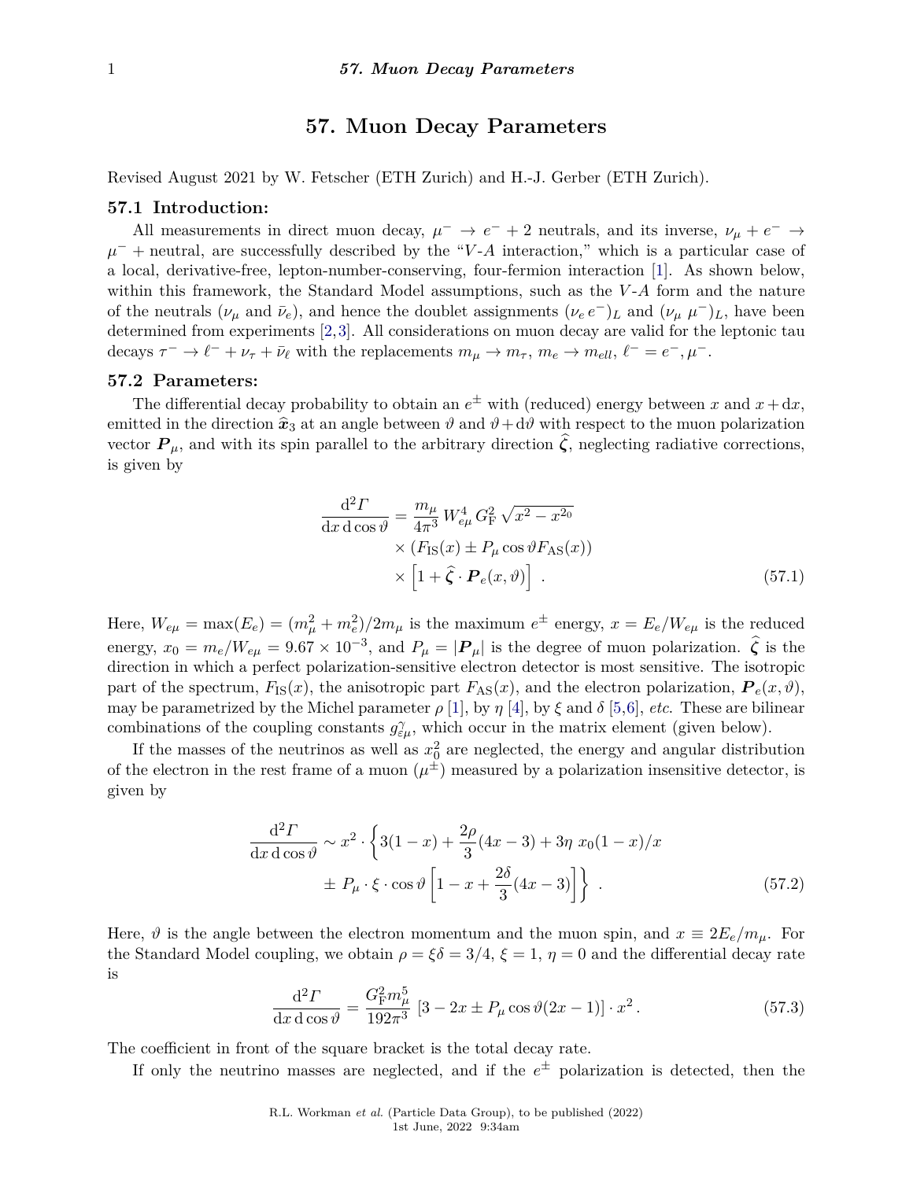# 57. Muon Decay Parameters

Revised August 2021 by W. Fetscher (ETH Zurich) and H.-J. Gerber (ETH Zurich).

## 57.1 Introduction:

All measurements in direct muon decay, $\mu^- \to e^- + 2$ neutrals, and its inverse, $\nu_\mu + e^- \to \mu^- +$ neutral, are successfully described by the "$V$-$A$ interaction," which is a particular case of a local, derivative-free, lepton-number-conserving, four-fermion interaction [1]. As shown below, within this framework, the Standard Model assumptions, such as the $V$-$A$ form and the nature of the neutrals ($\nu_\mu$ and $\bar{\nu}_e$), and hence the doublet assignments $(\nu_e\, e^-)_L$ and $(\nu_\mu\, \mu^-)_L$, have been determined from experiments [2,3]. All considerations on muon decay are valid for the leptonic tau decays $\tau^- \to \ell^- + \nu_\tau + \bar{\nu}_\ell$ with the replacements $m_\mu \to m_\tau$, $m_e \to m_{ell}$, $\ell^- = e^-, \mu^-$.

## 57.2 Parameters:

The differential decay probability to obtain an $e^\pm$ with (reduced) energy between $x$ and $x + \mathrm{d}x$, emitted in the direction $\hat{\boldsymbol{x}}_3$ at an angle between $\vartheta$ and $\vartheta + \mathrm{d}\vartheta$ with respect to the muon polarization vector $\boldsymbol{P}_\mu$, and with its spin parallel to the arbitrary direction $\hat{\boldsymbol{\zeta}}$, neglecting radiative corrections, is given by

$$
\begin{aligned}
\frac{\mathrm{d}^2\Gamma}{\mathrm{d}x\,\mathrm{d}\cos\vartheta} = {} & \frac{m_\mu}{4\pi^3}\, W_{e\mu}^4\, G_F^2 \sqrt{x^2 - x^2_0} \\
& \times \left(F_{\mathrm{IS}}(x) \pm P_\mu \cos\vartheta F_{\mathrm{AS}}(x)\right) \\
& \times \left[1 + \hat{\boldsymbol{\zeta}} \cdot \boldsymbol{P}_e(x,\vartheta)\right] \,. \qquad (57.1)
\end{aligned}
$$

Here, $W_{e\mu} = \max(E_e) = (m_\mu^2 + m_e^2)/2m_\mu$ is the maximum $e^\pm$ energy, $x = E_e/W_{e\mu}$ is the reduced energy, $x_0 = m_e/W_{e\mu} = 9.67 \times 10^{-3}$, and $P_\mu = |\boldsymbol{P}_\mu|$ is the degree of muon polarization. $\hat{\boldsymbol{\zeta}}$ is the direction in which a perfect polarization-sensitive electron detector is most sensitive. The isotropic part of the spectrum, $F_{\mathrm{IS}}(x)$, the anisotropic part $F_{\mathrm{AS}}(x)$, and the electron polarization, $\boldsymbol{P}_e(x,\vartheta)$, may be parametrized by the Michel parameter $\rho$ [1], by $\eta$ [4], by $\xi$ and $\delta$ [5,6], *etc.* These are bilinear combinations of the coupling constants $g^\gamma_{\varepsilon\mu}$, which occur in the matrix element (given below).

If the masses of the neutrinos as well as $x_0^2$ are neglected, the energy and angular distribution of the electron in the rest frame of a muon ($\mu^\pm$) measured by a polarization insensitive detector, is given by

$$
\begin{aligned}
\frac{\mathrm{d}^2\Gamma}{\mathrm{d}x\,\mathrm{d}\cos\vartheta} \sim x^2 \cdot \Bigg\{ & 3(1-x) + \frac{2\rho}{3}(4x-3) + 3\eta\, x_0(1-x)/x \\
& \pm P_\mu \cdot \xi \cdot \cos\vartheta \left[1 - x + \frac{2\delta}{3}(4x-3)\right]\Bigg\} \,. \qquad (57.2)
\end{aligned}
$$

Here, $\vartheta$ is the angle between the electron momentum and the muon spin, and $x \equiv 2E_e/m_\mu$. For the Standard Model coupling, we obtain $\rho = \xi\delta = 3/4$, $\xi = 1$, $\eta = 0$ and the differential decay rate is

$$
\frac{\mathrm{d}^2\Gamma}{\mathrm{d}x\,\mathrm{d}\cos\vartheta} = \frac{G_F^2 m_\mu^5}{192\pi^3}\, \left[3 - 2x \pm P_\mu \cos\vartheta(2x-1)\right] \cdot x^2 \,. \qquad (57.3)
$$

The coefficient in front of the square bracket is the total decay rate.

If only the neutrino masses are neglected, and if the $e^\pm$ polarization is detected, then the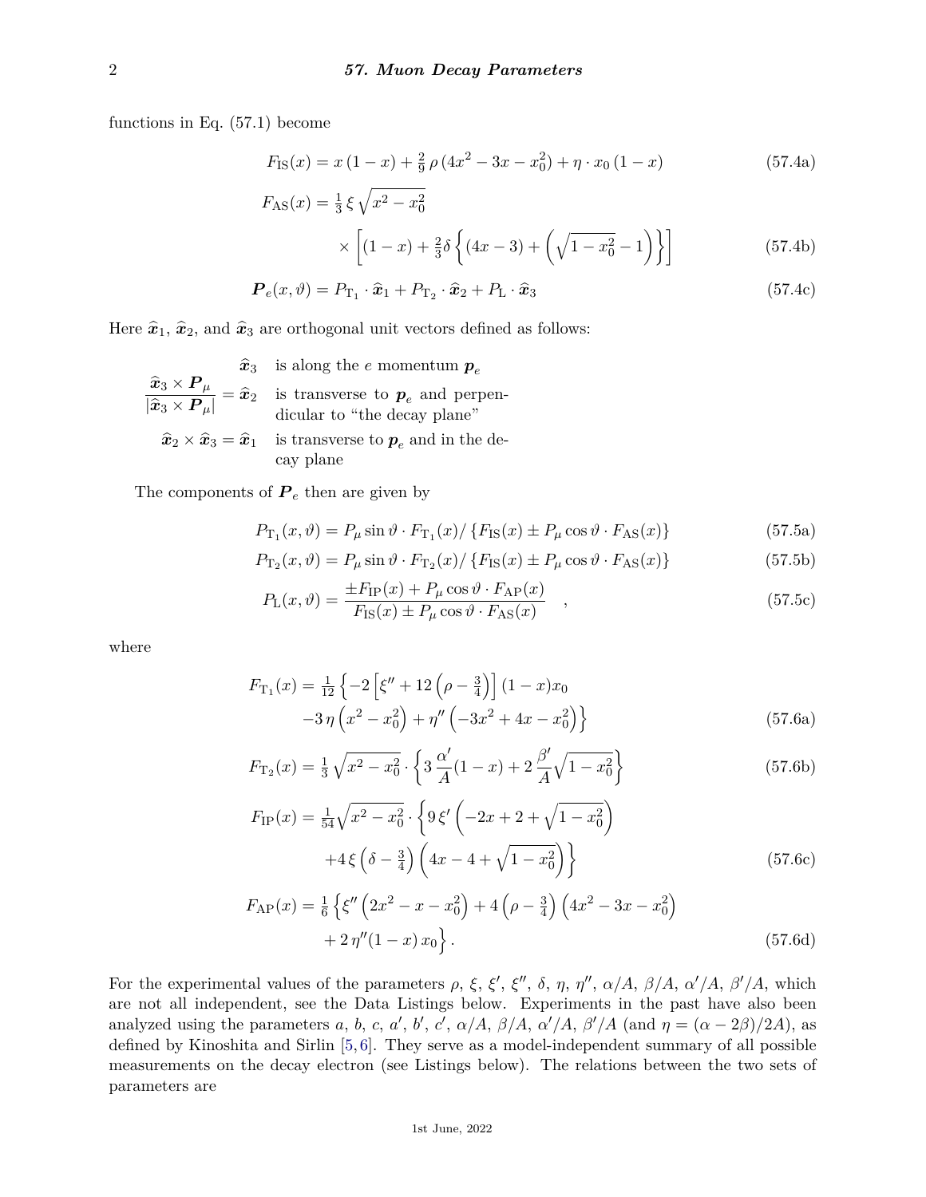functions in Eq. (57.1) become

$$F_{\rm IS}(x) = x\,(1-x) + \tfrac{2}{9}\,\rho\,(4x^2 - 3x - x_0^2) + \eta \cdot x_0\,(1-x) \tag{57.4a}$$

$$F_{\rm AS}(x) = \tfrac{1}{3}\,\xi\,\sqrt{x^2 - x_0^2} \times \left[(1-x) + \tfrac{2}{3}\delta\left\{(4x-3) + \left(\sqrt{1-x_0^2} - 1\right)\right\}\right] \tag{57.4b}$$

$$\boldsymbol{P}_e(x,\vartheta) = P_{\rm T_1} \cdot \widehat{\boldsymbol{x}}_1 + P_{\rm T_2} \cdot \widehat{\boldsymbol{x}}_2 + P_{\rm L} \cdot \widehat{\boldsymbol{x}}_3 \tag{57.4c}$$

Here $\widehat{\boldsymbol{x}}_1$, $\widehat{\boldsymbol{x}}_2$, and $\widehat{\boldsymbol{x}}_3$ are orthogonal unit vectors defined as follows:

| | |
|---|---|
| $\widehat{\boldsymbol{x}}_3$ | is along the $e$ momentum $\boldsymbol{p}_e$ |
| $\dfrac{\widehat{\boldsymbol{x}}_3 \times \boldsymbol{P}_\mu}{\lvert\widehat{\boldsymbol{x}}_3 \times \boldsymbol{P}_\mu\rvert} = \widehat{\boldsymbol{x}}_2$ | is transverse to $\boldsymbol{p}_e$ and perpendicular to "the decay plane" |
| $\widehat{\boldsymbol{x}}_2 \times \widehat{\boldsymbol{x}}_3 = \widehat{\boldsymbol{x}}_1$ | is transverse to $\boldsymbol{p}_e$ and in the decay plane |

The components of $\boldsymbol{P}_e$ then are given by

$$P_{\rm T_1}(x,\vartheta) = P_\mu \sin\vartheta \cdot F_{\rm T_1}(x) / \left\{F_{\rm IS}(x) \pm P_\mu \cos\vartheta \cdot F_{\rm AS}(x)\right\} \tag{57.5a}$$

$$P_{\rm T_2}(x,\vartheta) = P_\mu \sin\vartheta \cdot F_{\rm T_2}(x) / \left\{F_{\rm IS}(x) \pm P_\mu \cos\vartheta \cdot F_{\rm AS}(x)\right\} \tag{57.5b}$$

$$P_{\rm L}(x,\vartheta) = \frac{\pm F_{\rm IP}(x) + P_\mu \cos\vartheta \cdot F_{\rm AP}(x)}{F_{\rm IS}(x) \pm P_\mu \cos\vartheta \cdot F_{\rm AS}(x)} \quad , \tag{57.5c}$$

where

$$F_{\rm T_1}(x) = \tfrac{1}{12}\left\{-2\left[\xi'' + 12\left(\rho - \tfrac{3}{4}\right)\right](1-x)x_0 - 3\,\eta\left(x^2 - x_0^2\right) + \eta''\left(-3x^2 + 4x - x_0^2\right)\right\} \tag{57.6a}$$

$$F_{\rm T_2}(x) = \tfrac{1}{3}\,\sqrt{x^2 - x_0^2} \cdot \left\{3\,\frac{\alpha'}{A}(1-x) + 2\,\frac{\beta'}{A}\sqrt{1-x_0^2}\right\} \tag{57.6b}$$

$$F_{\rm IP}(x) = \tfrac{1}{54}\sqrt{x^2 - x_0^2} \cdot \left\{9\,\xi'\left(-2x + 2 + \sqrt{1-x_0^2}\right) + 4\,\xi\left(\delta - \tfrac{3}{4}\right)\left(4x - 4 + \sqrt{1-x_0^2}\right)\right\} \tag{57.6c}$$

$$F_{\rm AP}(x) = \tfrac{1}{6}\left\{\xi''\left(2x^2 - x - x_0^2\right) + 4\left(\rho - \tfrac{3}{4}\right)\left(4x^2 - 3x - x_0^2\right) + 2\,\eta''(1-x)\,x_0\right\}. \tag{57.6d}$$

For the experimental values of the parameters $\rho$, $\xi$, $\xi'$, $\xi''$, $\delta$, $\eta$, $\eta''$, $\alpha/A$, $\beta/A$, $\alpha'/A$, $\beta'/A$, which are not all independent, see the Data Listings below. Experiments in the past have also been analyzed using the parameters $a$, $b$, $c$, $a'$, $b'$, $c'$, $\alpha/A$, $\beta/A$, $\alpha'/A$, $\beta'/A$ (and $\eta = (\alpha - 2\beta)/2A$), as defined by Kinoshita and Sirlin [5,6]. They serve as a model-independent summary of all possible measurements on the decay electron (see Listings below). The relations between the two sets of parameters are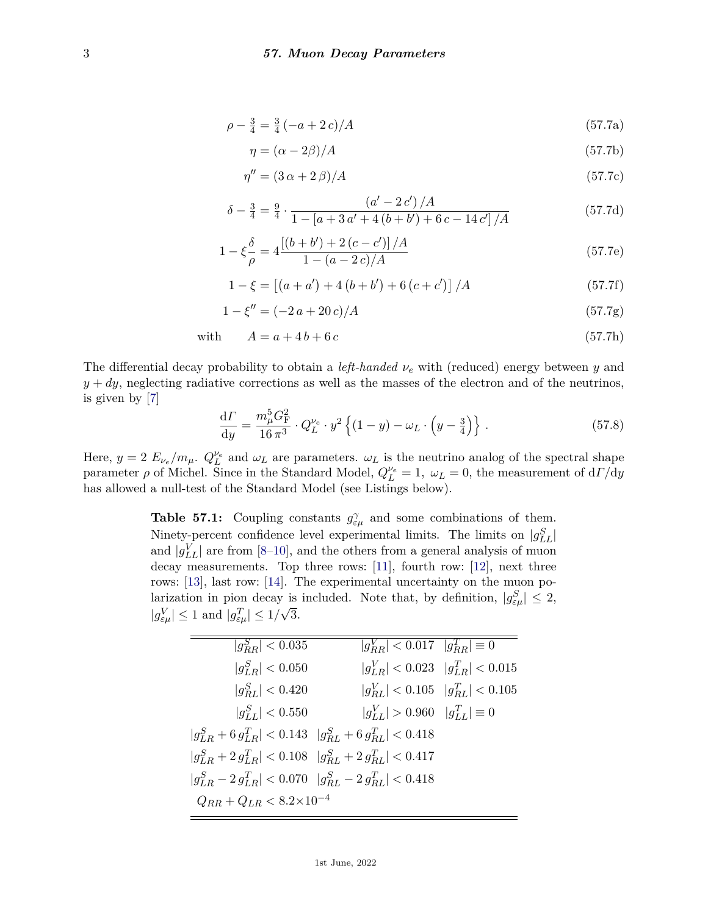$$\rho - \tfrac{3}{4} = \tfrac{3}{4}\,(-a + 2\,c)/A \tag{57.7a}$$

$$\eta = (\alpha - 2\beta)/A \tag{57.7b}$$

$$\eta'' = (3\,\alpha + 2\,\beta)/A \tag{57.7c}$$

$$\delta - \tfrac{3}{4} = \tfrac{9}{4} \cdot \frac{(a' - 2\,c')\,/A}{1 - [a + 3\,a' + 4\,(b + b') + 6\,c - 14\,c']\,/A} \tag{57.7d}$$

$$1 - \xi\frac{\delta}{\rho} = 4\frac{[(b + b') + 2\,(c - c')]\,/A}{1 - (a - 2\,c)/A} \tag{57.7e}$$

$$1 - \xi = \left[(a + a') + 4\,(b + b') + 6\,(c + c')\right]/A \tag{57.7f}$$

$$1 - \xi'' = (-2\,a + 20\,c)/A \tag{57.7g}$$

$$\text{with} \qquad A = a + 4\,b + 6\,c \tag{57.7h}$$

The differential decay probability to obtain a *left-handed* $\nu_e$ with (reduced) energy between $y$ and $y + dy$, neglecting radiative corrections as well as the masses of the electron and of the neutrinos, is given by [7]

$$\frac{\mathrm{d}\Gamma}{\mathrm{d}y} = \frac{m_\mu^5 G_\mathrm{F}^2}{16\,\pi^3} \cdot Q_L^{\nu_e} \cdot y^2 \left\{(1 - y) - \omega_L \cdot \left(y - \tfrac{3}{4}\right)\right\}\,. \tag{57.8}$$

Here, $y = 2\,E_{\nu_e}/m_\mu$. $Q_L^{\nu_e}$ and $\omega_L$ are parameters. $\omega_L$ is the neutrino analog of the spectral shape parameter $\rho$ of Michel. Since in the Standard Model, $Q_L^{\nu_e} = 1,\ \omega_L = 0$, the measurement of $\mathrm{d}\Gamma/\mathrm{d}y$ has allowed a null-test of the Standard Model (see Listings below).

**Table 57.1:** Coupling constants $g^\gamma_{\varepsilon\mu}$ and some combinations of them. Ninety-percent confidence level experimental limits. The limits on $|g^S_{LL}|$ and $|g^V_{LL}|$ are from [8–10], and the others from a general analysis of muon decay measurements. Top three rows: [11], fourth row: [12], next three rows: [13], last row: [14]. The experimental uncertainty on the muon polarization in pion decay is included. Note that, by definition, $|g^S_{\varepsilon\mu}| \leq 2$, $|g^V_{\varepsilon\mu}| \leq 1$ and $|g^T_{\varepsilon\mu}| \leq 1/\sqrt{3}$.

| | | |
|---|---|---|
| $\lvert g^S_{RR}\rvert < 0.035$ | $\lvert g^V_{RR}\rvert < 0.017$ | $\lvert g^T_{RR}\rvert \equiv 0$ |
| $\lvert g^S_{LR}\rvert < 0.050$ | $\lvert g^V_{LR}\rvert < 0.023$ | $\lvert g^T_{LR}\rvert < 0.015$ |
| $\lvert g^S_{RL}\rvert < 0.420$ | $\lvert g^V_{RL}\rvert < 0.105$ | $\lvert g^T_{RL}\rvert < 0.105$ |
| $\lvert g^S_{LL}\rvert < 0.550$ | $\lvert g^V_{LL}\rvert > 0.960$ | $\lvert g^T_{LL}\rvert \equiv 0$ |
| $\lvert g^S_{LR} + 6\,g^T_{LR}\rvert < 0.143$ | $\lvert g^S_{RL} + 6\,g^T_{RL}\rvert < 0.418$ | |
| $\lvert g^S_{LR} + 2\,g^T_{LR}\rvert < 0.108$ | $\lvert g^S_{RL} + 2\,g^T_{RL}\rvert < 0.417$ | |
| $\lvert g^S_{LR} - 2\,g^T_{LR}\rvert < 0.070$ | $\lvert g^S_{RL} - 2\,g^T_{RL}\rvert < 0.418$ | |
| $Q_{RR} + Q_{LR} < 8.2\times10^{-4}$ | | |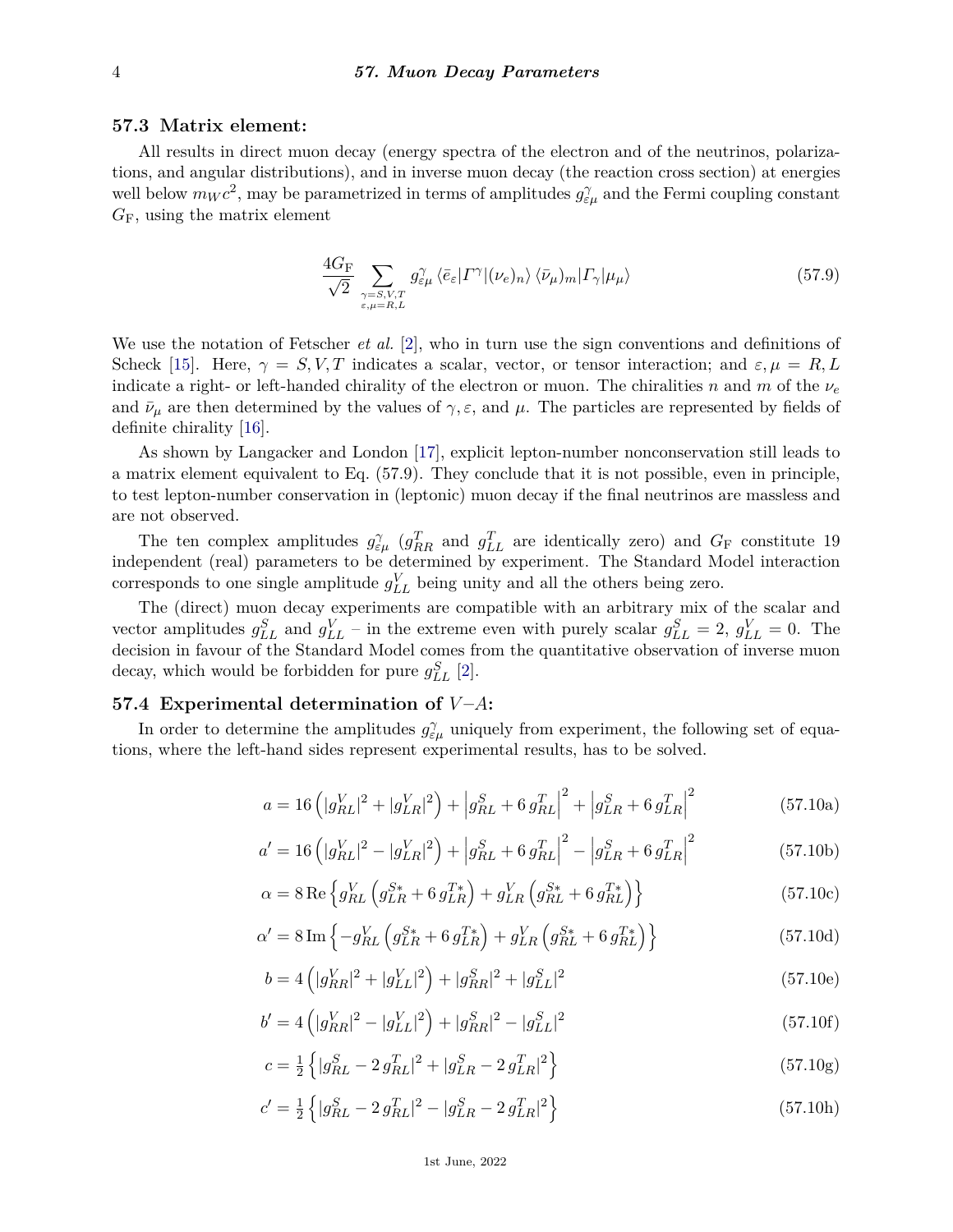## 57.3 Matrix element:

All results in direct muon decay (energy spectra of the electron and of the neutrinos, polarizations, and angular distributions), and in inverse muon decay (the reaction cross section) at energies well below $m_W c^2$, may be parametrized in terms of amplitudes $g^\gamma_{\varepsilon\mu}$ and the Fermi coupling constant $G_\mathrm{F}$, using the matrix element

$$\frac{4G_\mathrm{F}}{\sqrt{2}} \sum_{\substack{\gamma=S,V,T \\ \varepsilon,\mu=R,L}} g^\gamma_{\varepsilon\mu} \langle \bar{e}_\varepsilon | \Gamma^\gamma | (\nu_e)_n \rangle \langle (\bar{\nu}_\mu)_m | \Gamma_\gamma | \mu_\mu \rangle \tag{57.9}$$

We use the notation of Fetscher *et al.* [2], who in turn use the sign conventions and definitions of Scheck [15]. Here, $\gamma = S, V, T$ indicates a scalar, vector, or tensor interaction; and $\varepsilon, \mu = R, L$ indicate a right- or left-handed chirality of the electron or muon. The chiralities $n$ and $m$ of the $\nu_e$ and $\bar{\nu}_\mu$ are then determined by the values of $\gamma, \varepsilon$, and $\mu$. The particles are represented by fields of definite chirality [16].

As shown by Langacker and London [17], explicit lepton-number nonconservation still leads to a matrix element equivalent to Eq. (57.9). They conclude that it is not possible, even in principle, to test lepton-number conservation in (leptonic) muon decay if the final neutrinos are massless and are not observed.

The ten complex amplitudes $g^\gamma_{\varepsilon\mu}$ ($g^T_{RR}$ and $g^T_{LL}$ are identically zero) and $G_\mathrm{F}$ constitute 19 independent (real) parameters to be determined by experiment. The Standard Model interaction corresponds to one single amplitude $g^V_{LL}$ being unity and all the others being zero.

The (direct) muon decay experiments are compatible with an arbitrary mix of the scalar and vector amplitudes $g^S_{LL}$ and $g^V_{LL}$ – in the extreme even with purely scalar $g^S_{LL} = 2$, $g^V_{LL} = 0$. The decision in favour of the Standard Model comes from the quantitative observation of inverse muon decay, which would be forbidden for pure $g^S_{LL}$ [2].

## 57.4 Experimental determination of $V{-}A$:

In order to determine the amplitudes $g^\gamma_{\varepsilon\mu}$ uniquely from experiment, the following set of equations, where the left-hand sides represent experimental results, has to be solved.

$$a = 16\left(|g^V_{RL}|^2 + |g^V_{LR}|^2\right) + \left|g^S_{RL} + 6\, g^T_{RL}\right|^2 + \left|g^S_{LR} + 6\, g^T_{LR}\right|^2 \tag{57.10a}$$

$$a' = 16\left(|g^V_{RL}|^2 - |g^V_{LR}|^2\right) + \left|g^S_{RL} + 6\, g^T_{RL}\right|^2 - \left|g^S_{LR} + 6\, g^T_{LR}\right|^2 \tag{57.10b}$$

$$\alpha = 8\,\mathrm{Re}\left\{g^V_{RL}\left(g^{S*}_{LR} + 6\, g^{T*}_{LR}\right) + g^V_{LR}\left(g^{S*}_{RL} + 6\, g^{T*}_{RL}\right)\right\} \tag{57.10c}$$

$$\alpha' = 8\,\mathrm{Im}\left\{-g^V_{RL}\left(g^{S*}_{LR} + 6\, g^{T*}_{LR}\right) + g^V_{LR}\left(g^{S*}_{RL} + 6\, g^{T*}_{RL}\right)\right\} \tag{57.10d}$$

$$b = 4\left(|g^V_{RR}|^2 + |g^V_{LL}|^2\right) + |g^S_{RR}|^2 + |g^S_{LL}|^2 \tag{57.10e}$$

$$b' = 4\left(|g^V_{RR}|^2 - |g^V_{LL}|^2\right) + |g^S_{RR}|^2 - |g^S_{LL}|^2 \tag{57.10f}$$

$$c = \tfrac{1}{2}\left\{|g^S_{RL} - 2\, g^T_{RL}|^2 + |g^S_{LR} - 2\, g^T_{LR}|^2\right\} \tag{57.10g}$$

$$c' = \tfrac{1}{2}\left\{|g^S_{RL} - 2\, g^T_{RL}|^2 - |g^S_{LR} - 2\, g^T_{LR}|^2\right\} \tag{57.10h}$$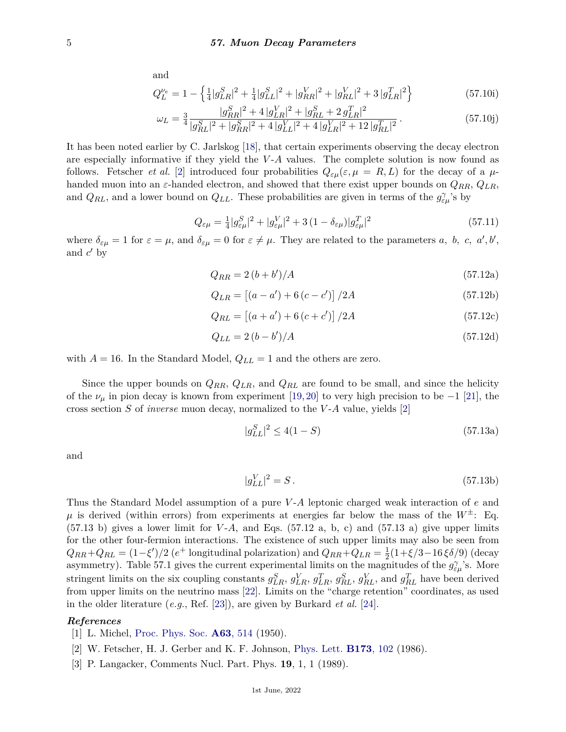and

$$Q_L^{\nu_e} = 1 - \left\{ \tfrac{1}{4}|g_{LR}^S|^2 + \tfrac{1}{4}|g_{LL}^S|^2 + |g_{RR}^V|^2 + |g_{RL}^V|^2 + 3\,|g_{LR}^T|^2 \right\} \tag{57.10i}$$

$$\omega_L = \tfrac{3}{4}\,\frac{|g_{RR}^S|^2 + 4\,|g_{LR}^V|^2 + |g_{RL}^S + 2\,g_{LR}^T|^2}{|g_{RL}^S|^2 + |g_{RR}^S|^2 + 4\,|g_{LL}^V|^2 + 4\,|g_{LR}^V|^2 + 12\,|g_{RL}^T|^2}\,. \tag{57.10j}$$

It has been noted earlier by C. Jarlskog [18], that certain experiments observing the decay electron are especially informative if they yield the $V$-$A$ values. The complete solution is now found as follows. Fetscher *et al.* [2] introduced four probabilities $Q_{\varepsilon\mu}(\varepsilon, \mu = R, L)$ for the decay of a $\mu$-handed muon into an $\varepsilon$-handed electron, and showed that there exist upper bounds on $Q_{RR}$, $Q_{LR}$, and $Q_{RL}$, and a lower bound on $Q_{LL}$. These probabilities are given in terms of the $g_{\varepsilon\mu}^\gamma$'s by

$$Q_{\varepsilon\mu} = \tfrac{1}{4}|g_{\varepsilon\mu}^S|^2 + |g_{\varepsilon\mu}^V|^2 + 3\,(1 - \delta_{\varepsilon\mu})|g_{\varepsilon\mu}^T|^2 \tag{57.11}$$

where $\delta_{\varepsilon\mu} = 1$ for $\varepsilon = \mu$, and $\delta_{\varepsilon\mu} = 0$ for $\varepsilon \neq \mu$. They are related to the parameters $a,\ b,\ c,\ a', b'$, and $c'$ by

$$Q_{RR} = 2\,(b + b')/A \tag{57.12a}$$

$$Q_{LR} = \left[(a - a') + 6\,(c - c')\right]/2A \tag{57.12b}$$

$$Q_{RL} = \left[(a + a') + 6\,(c + c')\right]/2A \tag{57.12c}$$

$$Q_{LL} = 2\,(b - b')/A \tag{57.12d}$$

with $A = 16$. In the Standard Model, $Q_{LL} = 1$ and the others are zero.

Since the upper bounds on $Q_{RR}$, $Q_{LR}$, and $Q_{RL}$ are found to be small, and since the helicity of the $\nu_\mu$ in pion decay is known from experiment [19,20] to very high precision to be $-1$ [21], the cross section $S$ of *inverse* muon decay, normalized to the $V$-$A$ value, yields [2]

$$|g_{LL}^S|^2 \leq 4(1 - S) \tag{57.13a}$$

and

$$|g_{LL}^V|^2 = S\,. \tag{57.13b}$$

Thus the Standard Model assumption of a pure $V$-$A$ leptonic charged weak interaction of $e$ and $\mu$ is derived (within errors) from experiments at energies far below the mass of the $W^\pm$: Eq. (57.13 b) gives a lower limit for $V$-$A$, and Eqs. (57.12 a, b, c) and (57.13 a) give upper limits for the other four-fermion interactions. The existence of such upper limits may also be seen from $Q_{RR} + Q_{RL} = (1 - \xi')/2$ ($e^+$ longitudinal polarization) and $Q_{RR} + Q_{LR} = \frac{1}{2}(1 + \xi/3 - 16\,\xi\delta/9)$ (decay asymmetry). Table 57.1 gives the current experimental limits on the magnitudes of the $g_{\varepsilon\mu}^\gamma$'s. More stringent limits on the six coupling constants $g_{LR}^S$, $g_{LR}^V$, $g_{LR}^T$, $g_{RL}^S$, $g_{RL}^V$, and $g_{RL}^T$ have been derived from upper limits on the neutrino mass [22]. Limits on the "charge retention" coordinates, as used in the older literature (*e.g.*, Ref. [23]), are given by Burkard *et al.* [24].

### *References*

[1] L. Michel, Proc. Phys. Soc. **A63**, 514 (1950).

[2] W. Fetscher, H. J. Gerber and K. F. Johnson, Phys. Lett. **B173**, 102 (1986).

[3] P. Langacker, Comments Nucl. Part. Phys. **19**, 1, 1 (1989).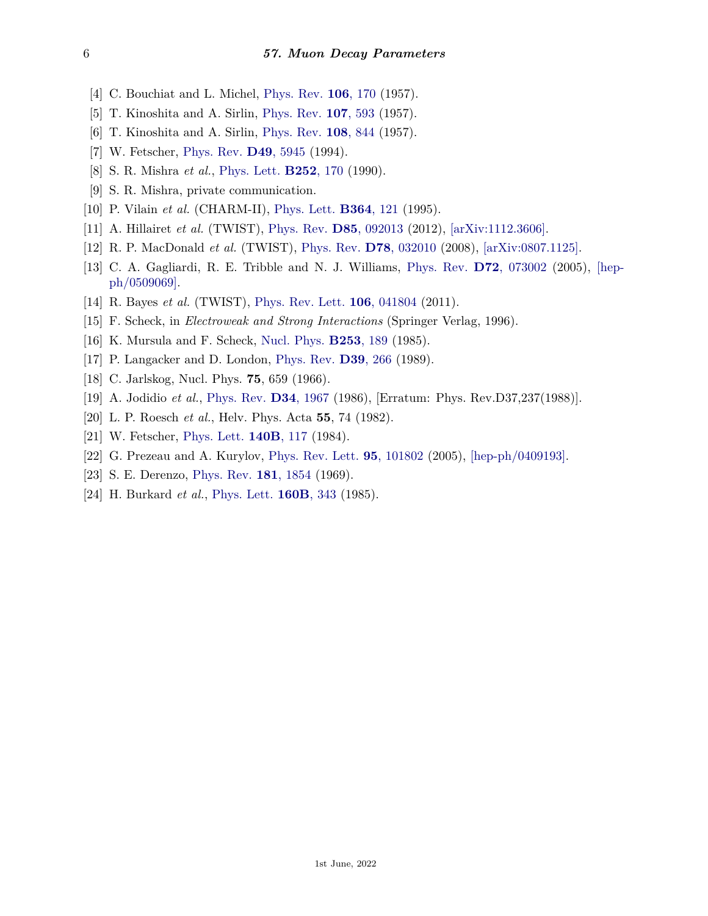[4] C. Bouchiat and L. Michel, Phys. Rev. **106**, 170 (1957).

[5] T. Kinoshita and A. Sirlin, Phys. Rev. **107**, 593 (1957).

[6] T. Kinoshita and A. Sirlin, Phys. Rev. **108**, 844 (1957).

[7] W. Fetscher, Phys. Rev. **D49**, 5945 (1994).

[8] S. R. Mishra *et al.*, Phys. Lett. **B252**, 170 (1990).

[9] S. R. Mishra, private communication.

[10] P. Vilain *et al.* (CHARM-II), Phys. Lett. **B364**, 121 (1995).

[11] A. Hillairet *et al.* (TWIST), Phys. Rev. **D85**, 092013 (2012), [arXiv:1112.3606].

[12] R. P. MacDonald *et al.* (TWIST), Phys. Rev. **D78**, 032010 (2008), [arXiv:0807.1125].

[13] C. A. Gagliardi, R. E. Tribble and N. J. Williams, Phys. Rev. **D72**, 073002 (2005), [hep-ph/0509069].

[14] R. Bayes *et al.* (TWIST), Phys. Rev. Lett. **106**, 041804 (2011).

[15] F. Scheck, in *Electroweak and Strong Interactions* (Springer Verlag, 1996).

[16] K. Mursula and F. Scheck, Nucl. Phys. **B253**, 189 (1985).

[17] P. Langacker and D. London, Phys. Rev. **D39**, 266 (1989).

[18] C. Jarlskog, Nucl. Phys. **75**, 659 (1966).

[19] A. Jodidio *et al.*, Phys. Rev. **D34**, 1967 (1986), [Erratum: Phys. Rev.D37,237(1988)].

[20] L. P. Roesch *et al.*, Helv. Phys. Acta **55**, 74 (1982).

[21] W. Fetscher, Phys. Lett. **140B**, 117 (1984).

[22] G. Prezeau and A. Kurylov, Phys. Rev. Lett. **95**, 101802 (2005), [hep-ph/0409193].

[23] S. E. Derenzo, Phys. Rev. **181**, 1854 (1969).

[24] H. Burkard *et al.*, Phys. Lett. **160B**, 343 (1985).